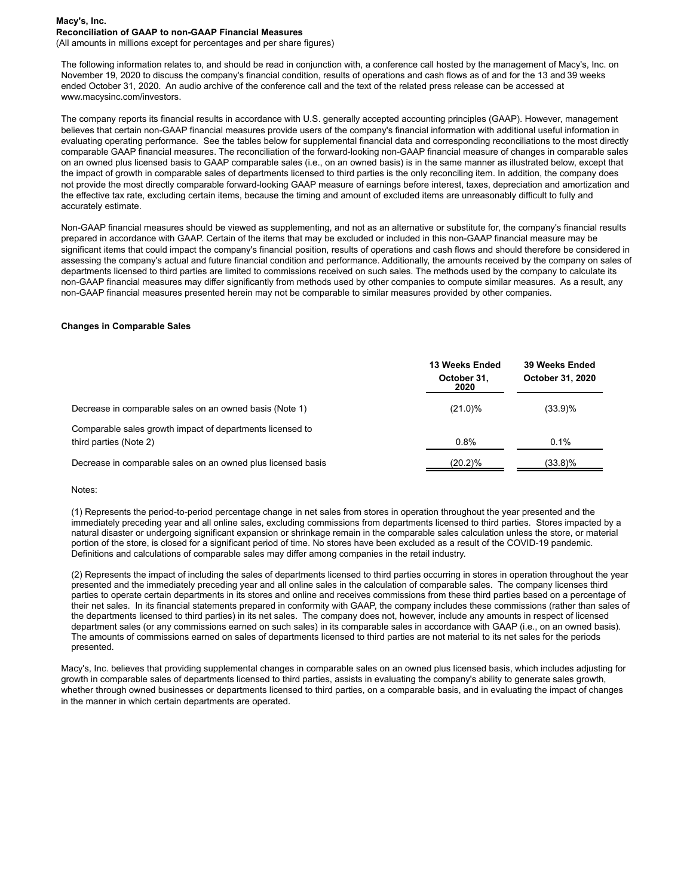**Macy's, Inc.**
**Reconciliation of GAAP to non-GAAP Financial Measures**
(All amounts in millions except for percentages and per share figures)

The following information relates to, and should be read in conjunction with, a conference call hosted by the management of Macy's, Inc. on November 19, 2020 to discuss the company's financial condition, results of operations and cash flows as of and for the 13 and 39 weeks ended October 31, 2020. An audio archive of the conference call and the text of the related press release can be accessed at www.macysinc.com/investors.

The company reports its financial results in accordance with U.S. generally accepted accounting principles (GAAP). However, management believes that certain non-GAAP financial measures provide users of the company's financial information with additional useful information in evaluating operating performance. See the tables below for supplemental financial data and corresponding reconciliations to the most directly comparable GAAP financial measures. The reconciliation of the forward-looking non-GAAP financial measure of changes in comparable sales on an owned plus licensed basis to GAAP comparable sales (i.e., on an owned basis) is in the same manner as illustrated below, except that the impact of growth in comparable sales of departments licensed to third parties is the only reconciling item. In addition, the company does not provide the most directly comparable forward-looking GAAP measure of earnings before interest, taxes, depreciation and amortization and the effective tax rate, excluding certain items, because the timing and amount of excluded items are unreasonably difficult to fully and accurately estimate.

Non-GAAP financial measures should be viewed as supplementing, and not as an alternative or substitute for, the company's financial results prepared in accordance with GAAP. Certain of the items that may be excluded or included in this non-GAAP financial measure may be significant items that could impact the company's financial position, results of operations and cash flows and should therefore be considered in assessing the company's actual and future financial condition and performance. Additionally, the amounts received by the company on sales of departments licensed to third parties are limited to commissions received on such sales. The methods used by the company to calculate its non-GAAP financial measures may differ significantly from methods used by other companies to compute similar measures. As a result, any non-GAAP financial measures presented herein may not be comparable to similar measures provided by other companies.

**Changes in Comparable Sales**

| | 13 Weeks Ended October 31, 2020 | 39 Weeks Ended October 31, 2020 |
|---|---|---|
| Decrease in comparable sales on an owned basis (Note 1) | (21.0)% | (33.9)% |
| Comparable sales growth impact of departments licensed to third parties (Note 2) | 0.8% | 0.1% |
| Decrease in comparable sales on an owned plus licensed basis | (20.2)% | (33.8)% |

Notes:

(1) Represents the period-to-period percentage change in net sales from stores in operation throughout the year presented and the immediately preceding year and all online sales, excluding commissions from departments licensed to third parties. Stores impacted by a natural disaster or undergoing significant expansion or shrinkage remain in the comparable sales calculation unless the store, or material portion of the store, is closed for a significant period of time. No stores have been excluded as a result of the COVID-19 pandemic. Definitions and calculations of comparable sales may differ among companies in the retail industry.

(2) Represents the impact of including the sales of departments licensed to third parties occurring in stores in operation throughout the year presented and the immediately preceding year and all online sales in the calculation of comparable sales. The company licenses third parties to operate certain departments in its stores and online and receives commissions from these third parties based on a percentage of their net sales. In its financial statements prepared in conformity with GAAP, the company includes these commissions (rather than sales of the departments licensed to third parties) in its net sales. The company does not, however, include any amounts in respect of licensed department sales (or any commissions earned on such sales) in its comparable sales in accordance with GAAP (i.e., on an owned basis). The amounts of commissions earned on sales of departments licensed to third parties are not material to its net sales for the periods presented.

Macy's, Inc. believes that providing supplemental changes in comparable sales on an owned plus licensed basis, which includes adjusting for growth in comparable sales of departments licensed to third parties, assists in evaluating the company's ability to generate sales growth, whether through owned businesses or departments licensed to third parties, on a comparable basis, and in evaluating the impact of changes in the manner in which certain departments are operated.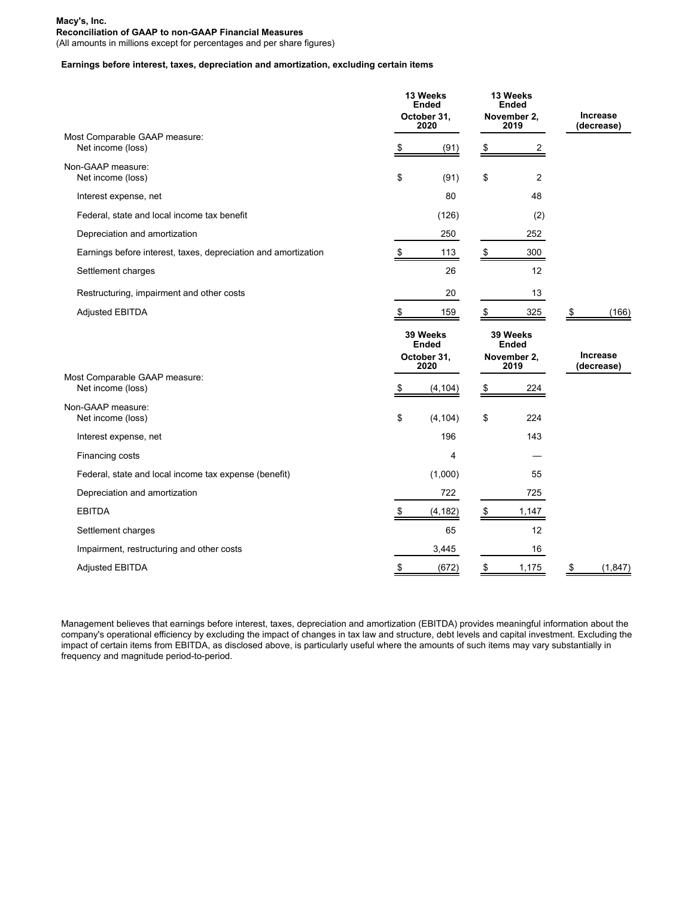**Macy's, Inc.**
**Reconciliation of GAAP to non-GAAP Financial Measures**
(All amounts in millions except for percentages and per share figures)

**Earnings before interest, taxes, depreciation and amortization, excluding certain items**

| | 13 Weeks Ended October 31, 2020 | 13 Weeks Ended November 2, 2019 | Increase (decrease) |
|---|---|---|---|
| Most Comparable GAAP measure: | | | |
| Net income (loss) | $ (91) | $ 2 | |
| Non-GAAP measure: | | | |
| Net income (loss) | $ (91) | $ 2 | |
| Interest expense, net | 80 | 48 | |
| Federal, state and local income tax benefit | (126) | (2) | |
| Depreciation and amortization | 250 | 252 | |
| Earnings before interest, taxes, depreciation and amortization | $ 113 | $ 300 | |
| Settlement charges | 26 | 12 | |
| Restructuring, impairment and other costs | 20 | 13 | |
| Adjusted EBITDA | $ 159 | $ 325 | $ (166) |

| | 39 Weeks Ended October 31, 2020 | 39 Weeks Ended November 2, 2019 | Increase (decrease) |
|---|---|---|---|
| Most Comparable GAAP measure: | | | |
| Net income (loss) | $ (4,104) | $ 224 | |
| Non-GAAP measure: | | | |
| Net income (loss) | $ (4,104) | $ 224 | |
| Interest expense, net | 196 | 143 | |
| Financing costs | 4 | — | |
| Federal, state and local income tax expense (benefit) | (1,000) | 55 | |
| Depreciation and amortization | 722 | 725 | |
| EBITDA | $ (4,182) | $ 1,147 | |
| Settlement charges | 65 | 12 | |
| Impairment, restructuring and other costs | 3,445 | 16 | |
| Adjusted EBITDA | $ (672) | $ 1,175 | $ (1,847) |

Management believes that earnings before interest, taxes, depreciation and amortization (EBITDA) provides meaningful information about the company's operational efficiency by excluding the impact of changes in tax law and structure, debt levels and capital investment. Excluding the impact of certain items from EBITDA, as disclosed above, is particularly useful where the amounts of such items may vary substantially in frequency and magnitude period-to-period.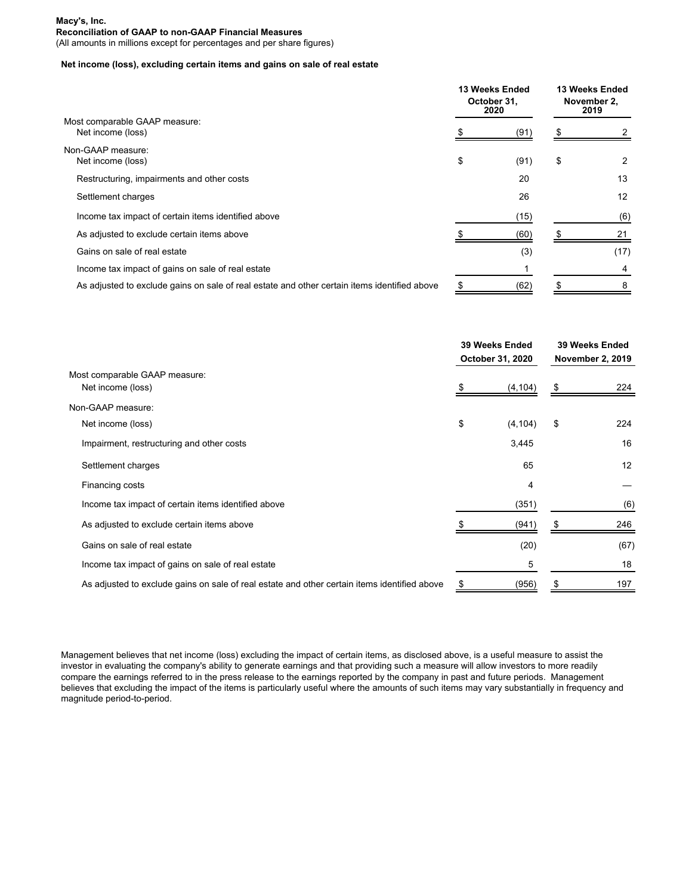**Macy's, Inc.**
**Reconciliation of GAAP to non-GAAP Financial Measures**
(All amounts in millions except for percentages and per share figures)

**Net income (loss), excluding certain items and gains on sale of real estate**

| | 13 Weeks Ended October 31, 2020 | 13 Weeks Ended November 2, 2019 |
|---|---|---|
| Most comparable GAAP measure: | | |
| Net income (loss) | $ (91) | $ 2 |
| Non-GAAP measure: | | |
| Net income (loss) | $ (91) | $ 2 |
| Restructuring, impairments and other costs | 20 | 13 |
| Settlement charges | 26 | 12 |
| Income tax impact of certain items identified above | (15) | (6) |
| As adjusted to exclude certain items above | $ (60) | $ 21 |
| Gains on sale of real estate | (3) | (17) |
| Income tax impact of gains on sale of real estate | 1 | 4 |
| As adjusted to exclude gains on sale of real estate and other certain items identified above | $ (62) | $ 8 |

| | 39 Weeks Ended October 31, 2020 | 39 Weeks Ended November 2, 2019 |
|---|---|---|
| Most comparable GAAP measure: | | |
| Net income (loss) | $ (4,104) | $ 224 |
| Non-GAAP measure: | | |
| Net income (loss) | $ (4,104) | $ 224 |
| Impairment, restructuring and other costs | 3,445 | 16 |
| Settlement charges | 65 | 12 |
| Financing costs | 4 | — |
| Income tax impact of certain items identified above | (351) | (6) |
| As adjusted to exclude certain items above | $ (941) | $ 246 |
| Gains on sale of real estate | (20) | (67) |
| Income tax impact of gains on sale of real estate | 5 | 18 |
| As adjusted to exclude gains on sale of real estate and other certain items identified above | $ (956) | $ 197 |

Management believes that net income (loss) excluding the impact of certain items, as disclosed above, is a useful measure to assist the investor in evaluating the company's ability to generate earnings and that providing such a measure will allow investors to more readily compare the earnings referred to in the press release to the earnings reported by the company in past and future periods. Management believes that excluding the impact of the items is particularly useful where the amounts of such items may vary substantially in frequency and magnitude period-to-period.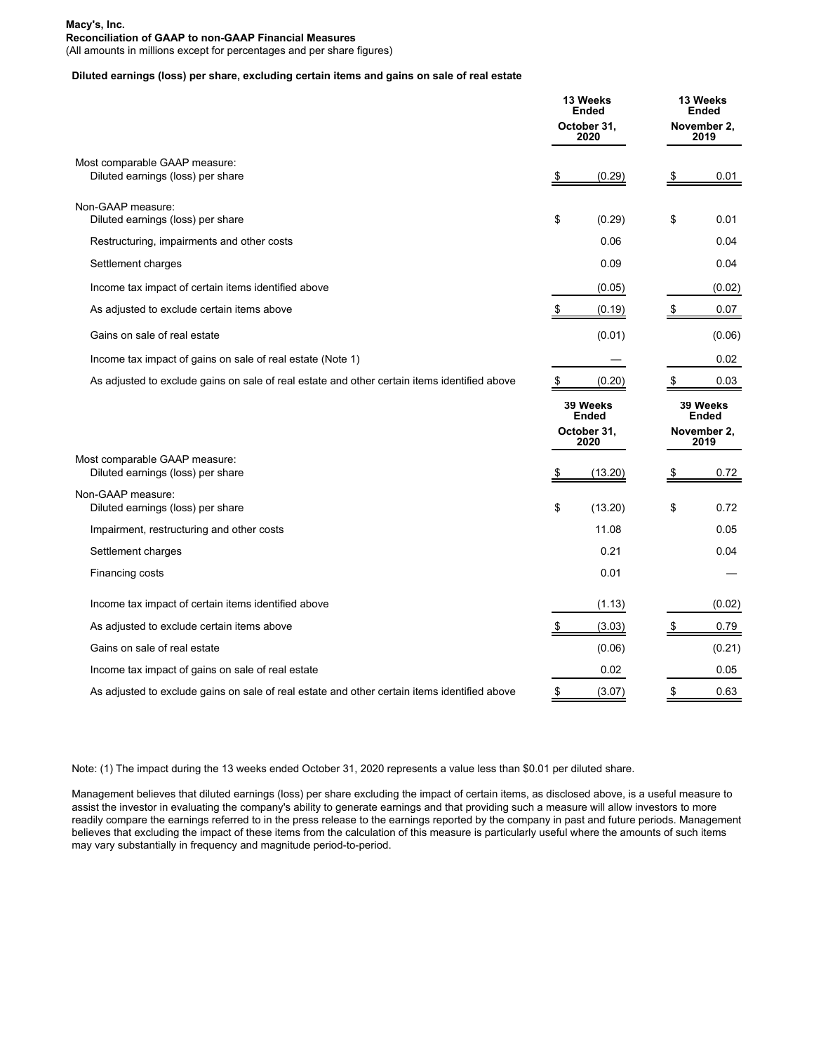**Macy's, Inc.**
**Reconciliation of GAAP to non-GAAP Financial Measures**
(All amounts in millions except for percentages and per share figures)

**Diluted earnings (loss) per share, excluding certain items and gains on sale of real estate**

| | 13 Weeks Ended October 31, 2020 | 13 Weeks Ended November 2, 2019 |
|---|---|---|
| Most comparable GAAP measure: | | |
| Diluted earnings (loss) per share | $ (0.29) | $ 0.01 |
| Non-GAAP measure: | | |
| Diluted earnings (loss) per share | $ (0.29) | $ 0.01 |
| Restructuring, impairments and other costs | 0.06 | 0.04 |
| Settlement charges | 0.09 | 0.04 |
| Income tax impact of certain items identified above | (0.05) | (0.02) |
| As adjusted to exclude certain items above | $ (0.19) | $ 0.07 |
| Gains on sale of real estate | (0.01) | (0.06) |
| Income tax impact of gains on sale of real estate (Note 1) | — | 0.02 |
| As adjusted to exclude gains on sale of real estate and other certain items identified above | $ (0.20) | $ 0.03 |

| | 39 Weeks Ended October 31, 2020 | 39 Weeks Ended November 2, 2019 |
|---|---|---|
| Most comparable GAAP measure: | | |
| Diluted earnings (loss) per share | $ (13.20) | $ 0.72 |
| Non-GAAP measure: | | |
| Diluted earnings (loss) per share | $ (13.20) | $ 0.72 |
| Impairment, restructuring and other costs | 11.08 | 0.05 |
| Settlement charges | 0.21 | 0.04 |
| Financing costs | 0.01 | — |
| Income tax impact of certain items identified above | (1.13) | (0.02) |
| As adjusted to exclude certain items above | $ (3.03) | $ 0.79 |
| Gains on sale of real estate | (0.06) | (0.21) |
| Income tax impact of gains on sale of real estate | 0.02 | 0.05 |
| As adjusted to exclude gains on sale of real estate and other certain items identified above | $ (3.07) | $ 0.63 |

Note: (1) The impact during the 13 weeks ended October 31, 2020 represents a value less than $0.01 per diluted share.

Management believes that diluted earnings (loss) per share excluding the impact of certain items, as disclosed above, is a useful measure to assist the investor in evaluating the company's ability to generate earnings and that providing such a measure will allow investors to more readily compare the earnings referred to in the press release to the earnings reported by the company in past and future periods. Management believes that excluding the impact of these items from the calculation of this measure is particularly useful where the amounts of such items may vary substantially in frequency and magnitude period-to-period.